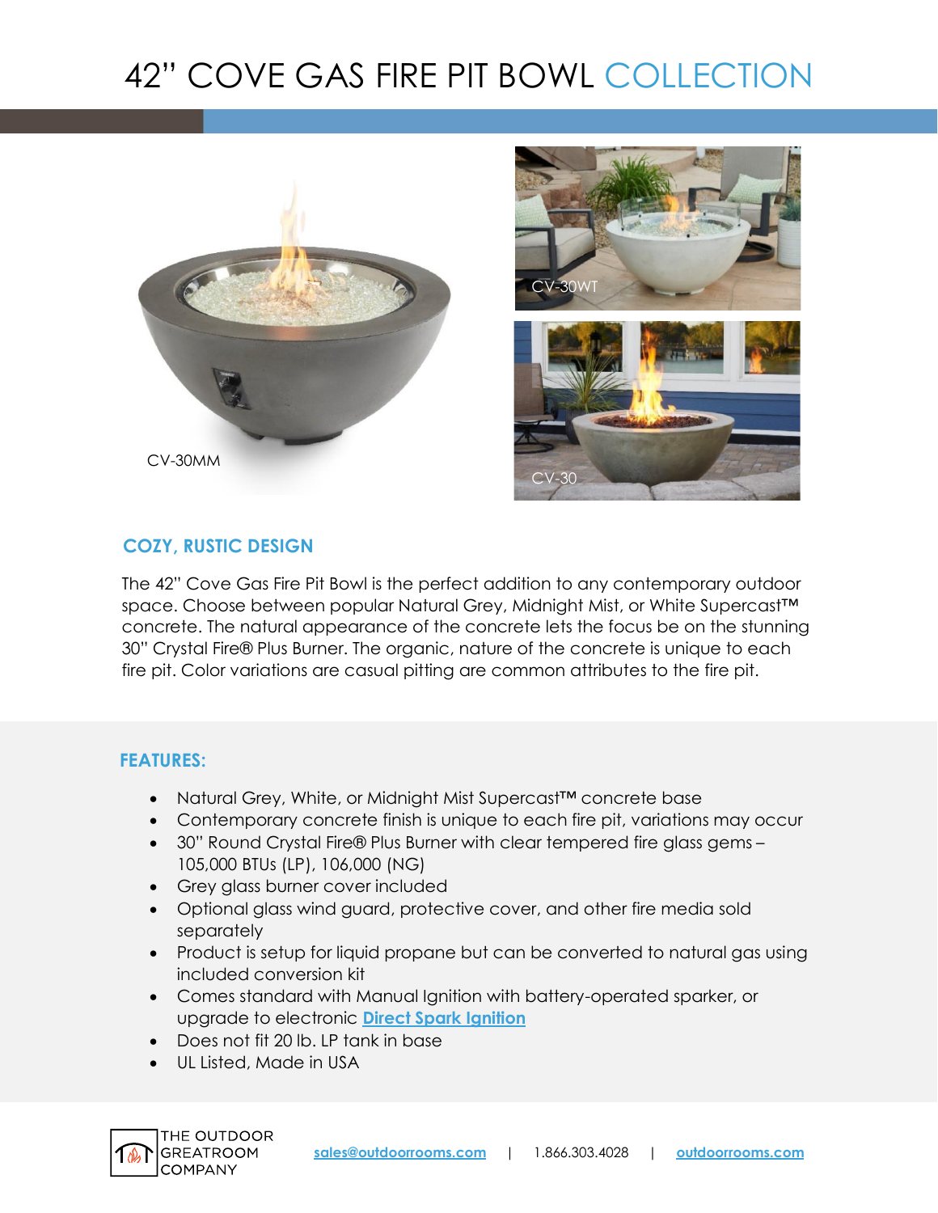# 42" COVE GAS FIRE PIT BOWL COLLECTION

CV-30MM

CV-30WT

CV-30

## COZY, RUSTIC DESIGN

The 42" Cove Gas Fire Pit Bowl is the perfect addition to any contemporary outdoor space. Choose between popular Natural Grey, Midnight Mist, or White Supercast™ concrete. The natural appearance of the concrete lets the focus be on the stunning 30" Crystal Fire® Plus Burner. The organic, nature of the concrete is unique to each fire pit. Color variations are casual pitting are common attributes to the fire pit.

## FEATURES:

- Natural Grey, White, or Midnight Mist Supercast™ concrete base
- Contemporary concrete finish is unique to each fire pit, variations may occur
- 30" Round Crystal Fire® Plus Burner with clear tempered fire glass gems – 105,000 BTUs (LP), 106,000 (NG)
- Grey glass burner cover included
- Optional glass wind guard, protective cover, and other fire media sold separately
- Product is setup for liquid propane but can be converted to natural gas using included conversion kit
- Comes standard with Manual Ignition with battery-operated sparker, or upgrade to electronic **Direct Spark Ignition**
- Does not fit 20 lb. LP tank in base
- UL Listed, Made in USA

THE OUTDOOR GREATROOM COMPANY

sales@outdoorrooms.com | 1.866.303.4028 | outdoorrooms.com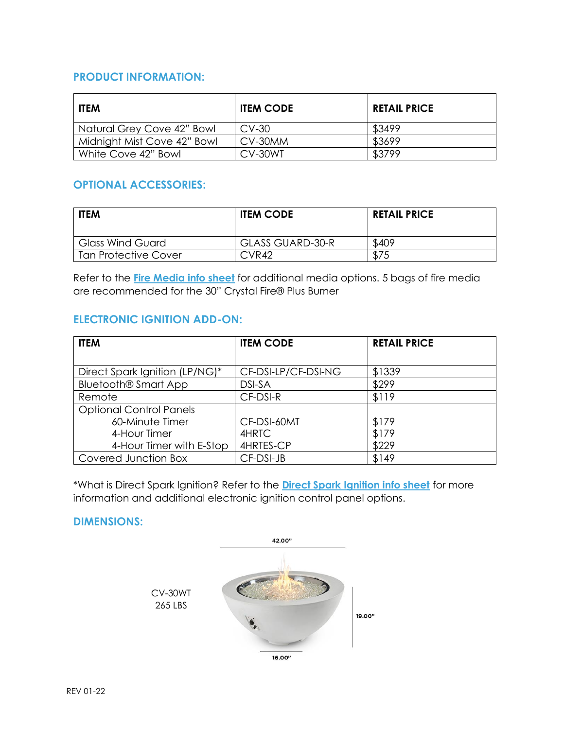## PRODUCT INFORMATION:

| ITEM | ITEM CODE | RETAIL PRICE |
|---|---|---|
| Natural Grey Cove 42" Bowl | CV-30 | $3499 |
| Midnight Mist Cove 42" Bowl | CV-30MM | $3699 |
| White Cove 42" Bowl | CV-30WT | $3799 |

## OPTIONAL ACCESSORIES:

| ITEM | ITEM CODE | RETAIL PRICE |
|---|---|---|
| Glass Wind Guard | GLASS GUARD-30-R | $409 |
| Tan Protective Cover | CVR42 | $75 |

Refer to the **Fire Media info sheet** for additional media options. 5 bags of fire media are recommended for the 30" Crystal Fire® Plus Burner

## ELECTRONIC IGNITION ADD-ON:

| ITEM | ITEM CODE | RETAIL PRICE |
|---|---|---|
| Direct Spark Ignition (LP/NG)* | CF-DSI-LP/CF-DSI-NG | $1339 |
| Bluetooth® Smart App | DSI-SA | $299 |
| Remote | CF-DSI-R | $119 |
| Optional Control Panels | | |
| 60-Minute Timer | CF-DSI-60MT | $179 |
| 4-Hour Timer | 4HRTC | $179 |
| 4-Hour Timer with E-Stop | 4HRTES-CP | $229 |
| Covered Junction Box | CF-DSI-JB | $149 |

*What is Direct Spark Ignition? Refer to the **Direct Spark Ignition info sheet** for more information and additional electronic ignition control panel options.

## DIMENSIONS:

42.00"

CV-30WT
265 LBS

19.00"

16.00"

REV 01-22